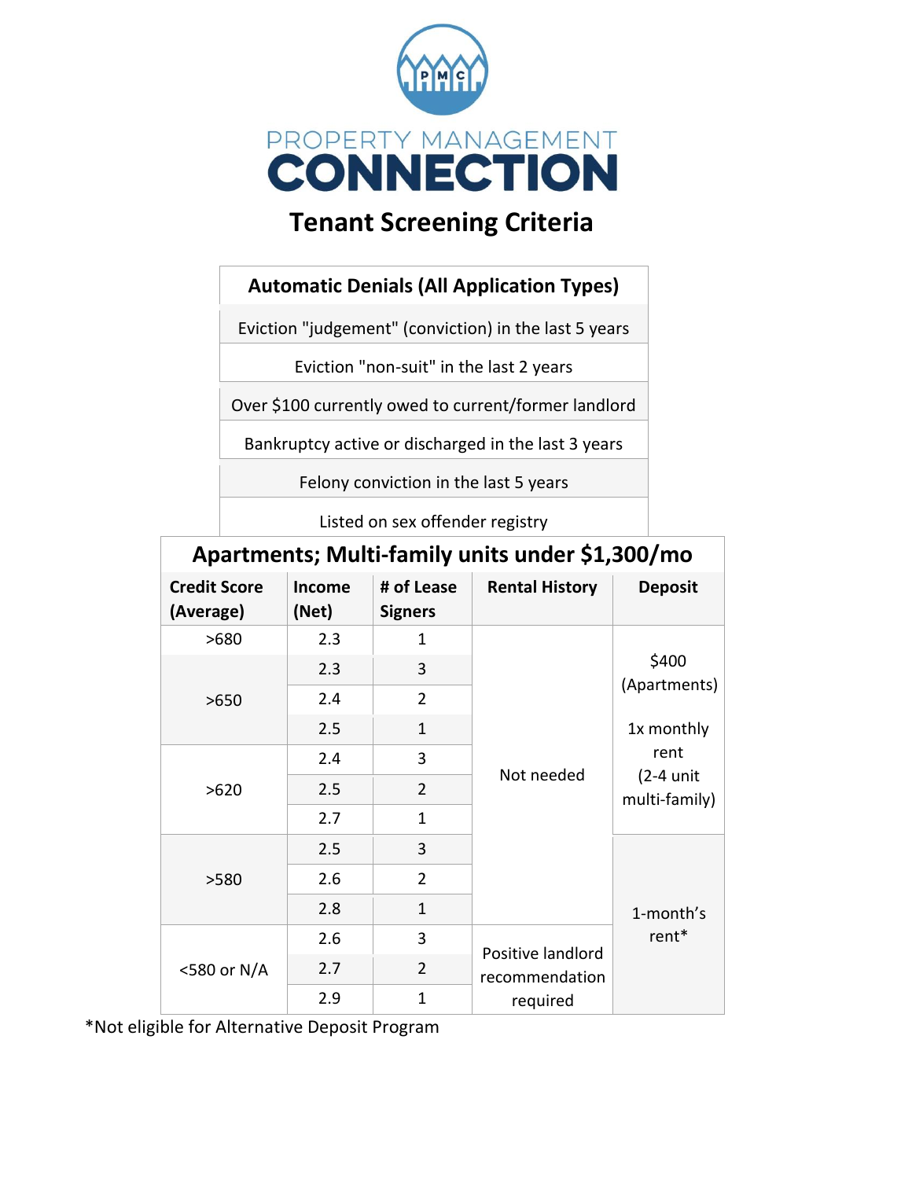# PROPERTY MANAGEMENT CONNECTION

## Tenant Screening Criteria

| Automatic Denials (All Application Types) |
|---|
| Eviction "judgement" (conviction) in the last 5 years |
| Eviction "non-suit" in the last 2 years |
| Over $100 currently owed to current/former landlord |
| Bankruptcy active or discharged in the last 3 years |
| Felony conviction in the last 5 years |
| Listed on sex offender registry |

| Apartments; Multi-family units under $1,300/mo | | | | |
|---|---|---|---|---|
| **Credit Score (Average)** | **Income (Net)** | **# of Lease Signers** | **Rental History** | **Deposit** |
| >680 | 2.3 | 1 | Not needed | $400 (Apartments)<br><br>1x monthly rent (2-4 unit multi-family) |
| >650 | 2.3 | 3 | Not needed | $400 (Apartments)<br><br>1x monthly rent (2-4 unit multi-family) |
| >650 | 2.4 | 2 | Not needed | $400 (Apartments)<br><br>1x monthly rent (2-4 unit multi-family) |
| >650 | 2.5 | 1 | Not needed | $400 (Apartments)<br><br>1x monthly rent (2-4 unit multi-family) |
| >620 | 2.4 | 3 | Not needed | $400 (Apartments)<br><br>1x monthly rent (2-4 unit multi-family) |
| >620 | 2.5 | 2 | Not needed | $400 (Apartments)<br><br>1x monthly rent (2-4 unit multi-family) |
| >620 | 2.7 | 1 | Not needed | $400 (Apartments)<br><br>1x monthly rent (2-4 unit multi-family) |
| >580 | 2.5 | 3 | Not needed | 1-month's rent* |
| >580 | 2.6 | 2 | Not needed | 1-month's rent* |
| >580 | 2.8 | 1 | Not needed | 1-month's rent* |
| <580 or N/A | 2.6 | 3 | Positive landlord recommendation required | 1-month's rent* |
| <580 or N/A | 2.7 | 2 | Positive landlord recommendation required | 1-month's rent* |
| <580 or N/A | 2.9 | 1 | Positive landlord recommendation required | 1-month's rent* |

*Not eligible for Alternative Deposit Program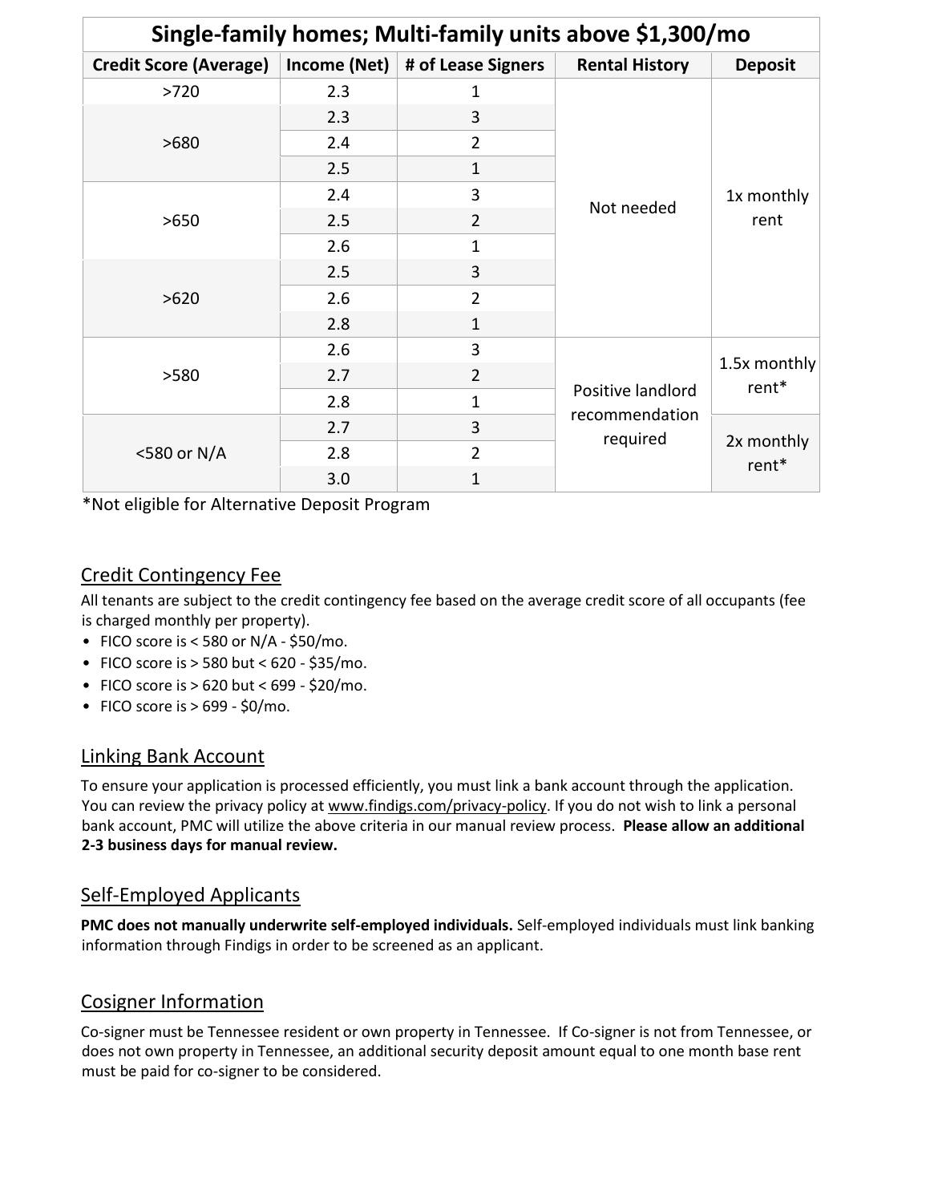| Single-family homes; Multi-family units above $1,300/mo | | | | |
|---|---|---|---|---|
| **Credit Score (Average)** | **Income (Net)** | **# of Lease Signers** | **Rental History** | **Deposit** |
| >720 | 2.3 | 1 | Not needed | 1x monthly rent |
| >680 | 2.3 | 3 | | |
| | 2.4 | 2 | | |
| | 2.5 | 1 | | |
| >650 | 2.4 | 3 | | |
| | 2.5 | 2 | | |
| | 2.6 | 1 | | |
| >620 | 2.5 | 3 | | |
| | 2.6 | 2 | | |
| | 2.8 | 1 | | |
| >580 | 2.6 | 3 | Positive landlord recommendation required | 1.5x monthly rent* |
| | 2.7 | 2 | | |
| | 2.8 | 1 | | |
| <580 or N/A | 2.7 | 3 | | 2x monthly rent* |
| | 2.8 | 2 | | |
| | 3.0 | 1 | | |

*Not eligible for Alternative Deposit Program

## Credit Contingency Fee

All tenants are subject to the credit contingency fee based on the average credit score of all occupants (fee is charged monthly per property).

- FICO score is < 580 or N/A - $50/mo.
- FICO score is > 580 but < 620 - $35/mo.
- FICO score is > 620 but < 699 - $20/mo.
- FICO score is > 699 - $0/mo.

## Linking Bank Account

To ensure your application is processed efficiently, you must link a bank account through the application. You can review the privacy policy at www.findigs.com/privacy-policy. If you do not wish to link a personal bank account, PMC will utilize the above criteria in our manual review process. **Please allow an additional 2-3 business days for manual review.**

## Self-Employed Applicants

**PMC does not manually underwrite self-employed individuals.** Self-employed individuals must link banking information through Findigs in order to be screened as an applicant.

## Cosigner Information

Co-signer must be Tennessee resident or own property in Tennessee. If Co-signer is not from Tennessee, or does not own property in Tennessee, an additional security deposit amount equal to one month base rent must be paid for co-signer to be considered.